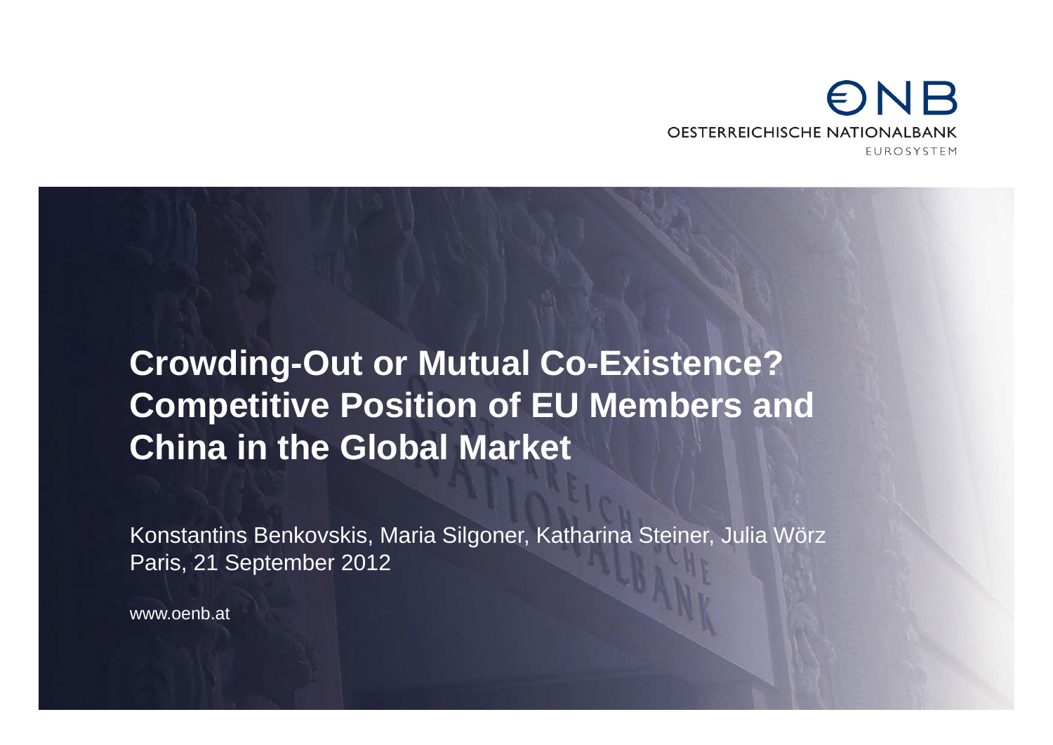ONB

OESTERREICHISCHE NATIONALBANK

EUROSYSTEM

# Crowding-Out or Mutual Co-Existence? Competitive Position of EU Members and China in the Global Market

Konstantins Benkovskis, Maria Silgoner, Katharina Steiner, Julia Wörz

Paris, 21 September 2012

www.oenb.at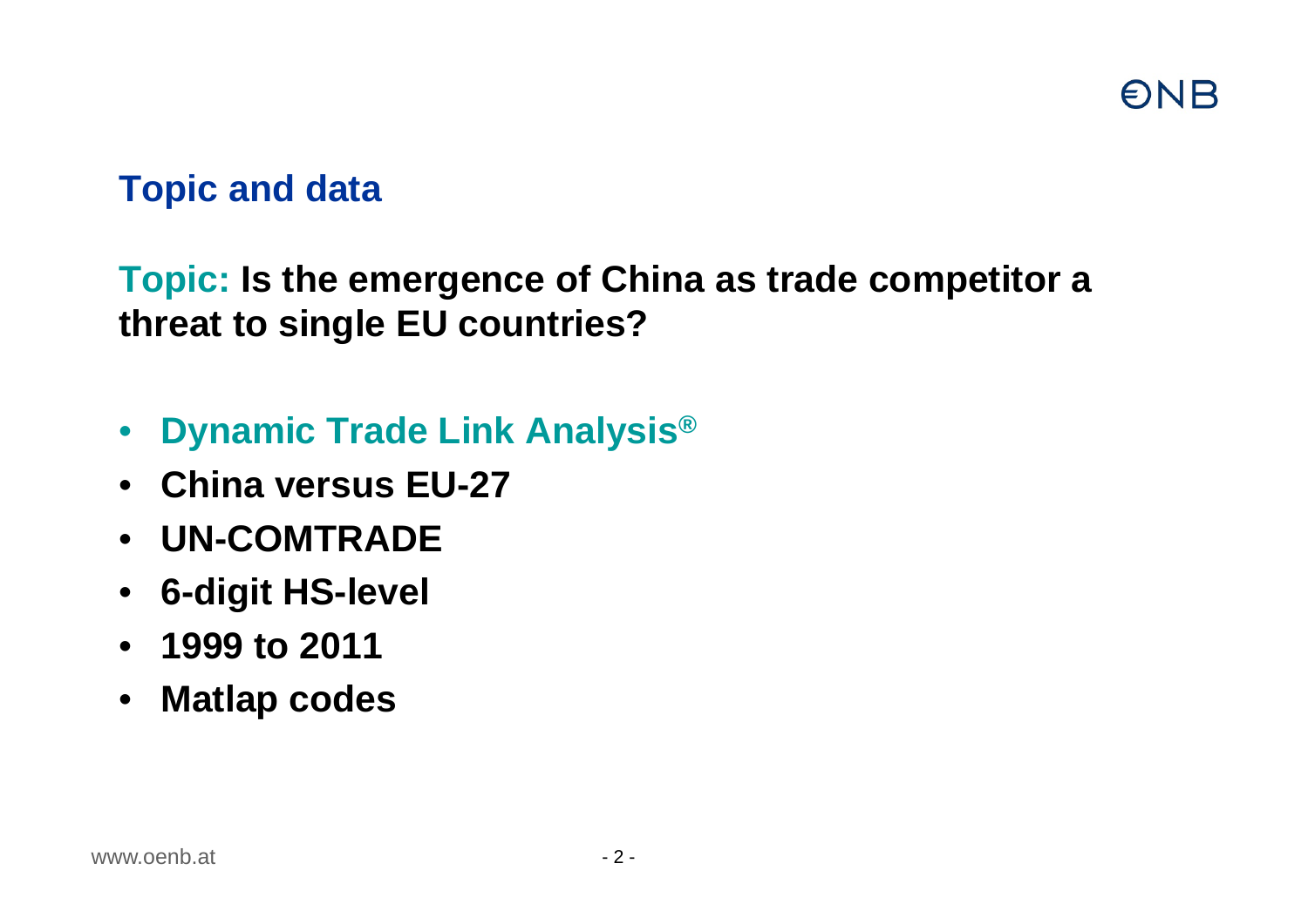## Topic and data

**Topic: Is the emergence of China as trade competitor a threat to single EU countries?**

- **Dynamic Trade Link Analysis®**
- **China versus EU-27**
- **UN-COMTRADE**
- **6-digit HS-level**
- **1999 to 2011**
- **Matlap codes**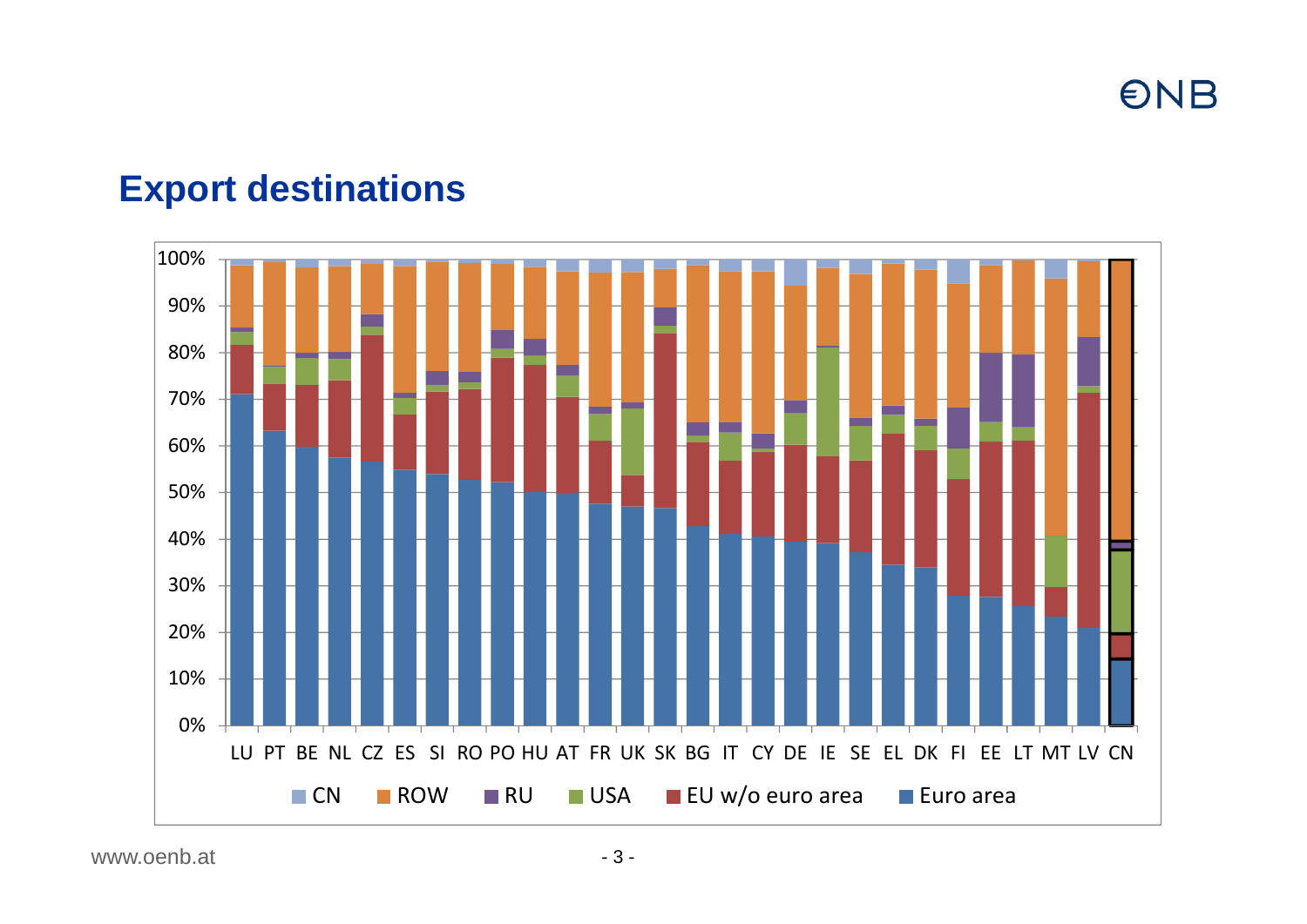# Export destinations

100%
90%
80%
70%
60%
50%
40%
30%
20%
10%
0%

LU PT BE NL CZ ES SI RO PO HU AT FR UK SK BG IT CY DE IE SE EL DK FI EE LT MT LV CN

CN ROW RU USA EU w/o euro area Euro area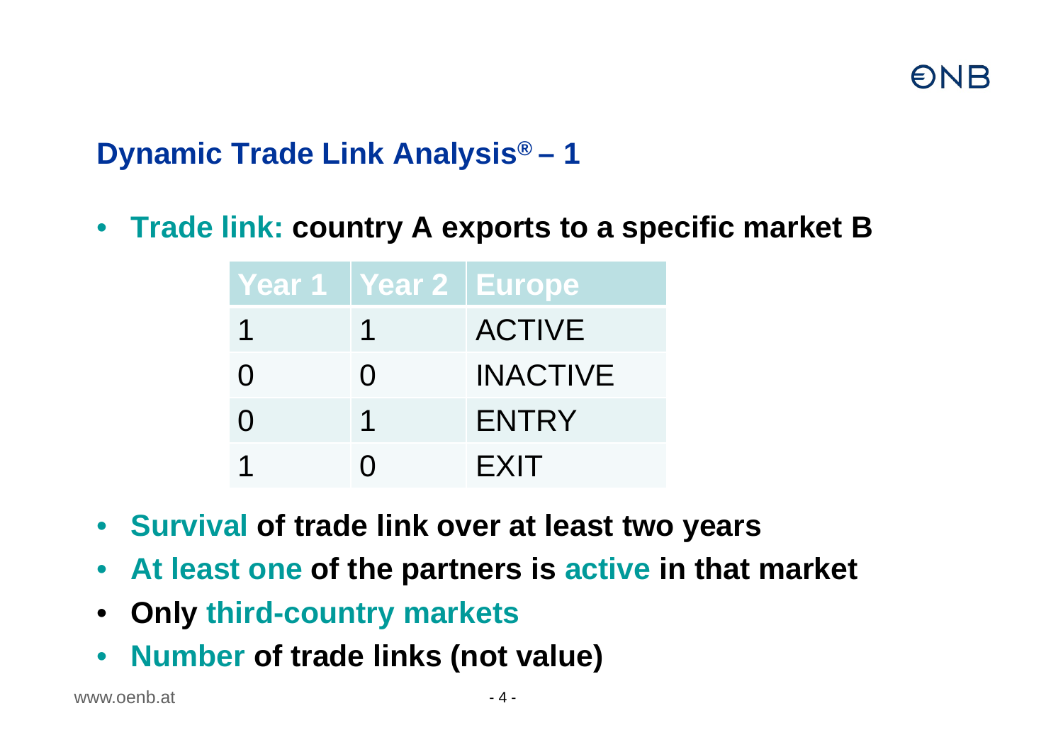## Dynamic Trade Link Analysis® – 1

- **Trade link: country A exports to a specific market B**

| Year 1 | Year 2 | Europe |
|---|---|---|
| 1 | 1 | ACTIVE |
| 0 | 0 | INACTIVE |
| 0 | 1 | ENTRY |
| 1 | 0 | EXIT |

- **Survival of trade link over at least two years**
- **At least one of the partners is active in that market**
- **Only third-country markets**
- **Number of trade links (not value)**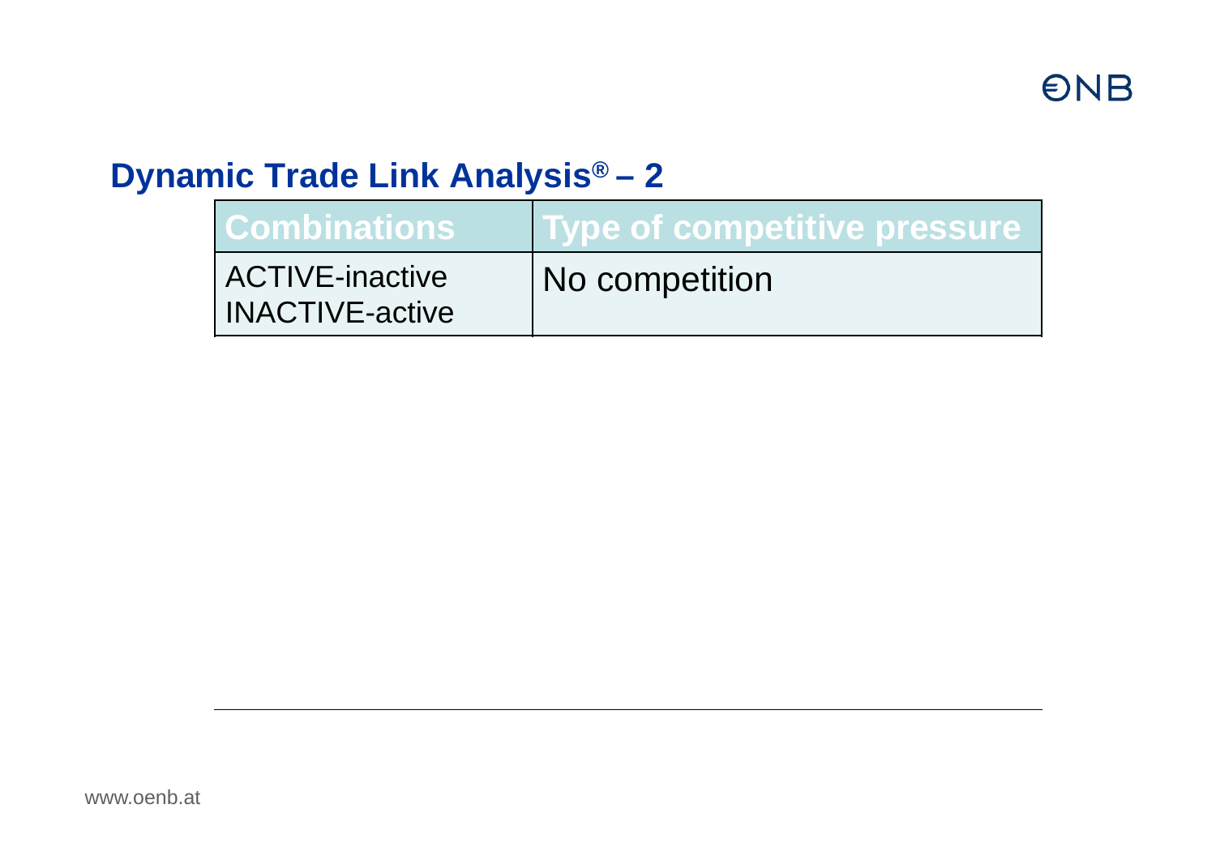## Dynamic Trade Link Analysis® – 2

| Combinations | Type of competitive pressure |
|---|---|
| ACTIVE-inactive<br>INACTIVE-active | No competition |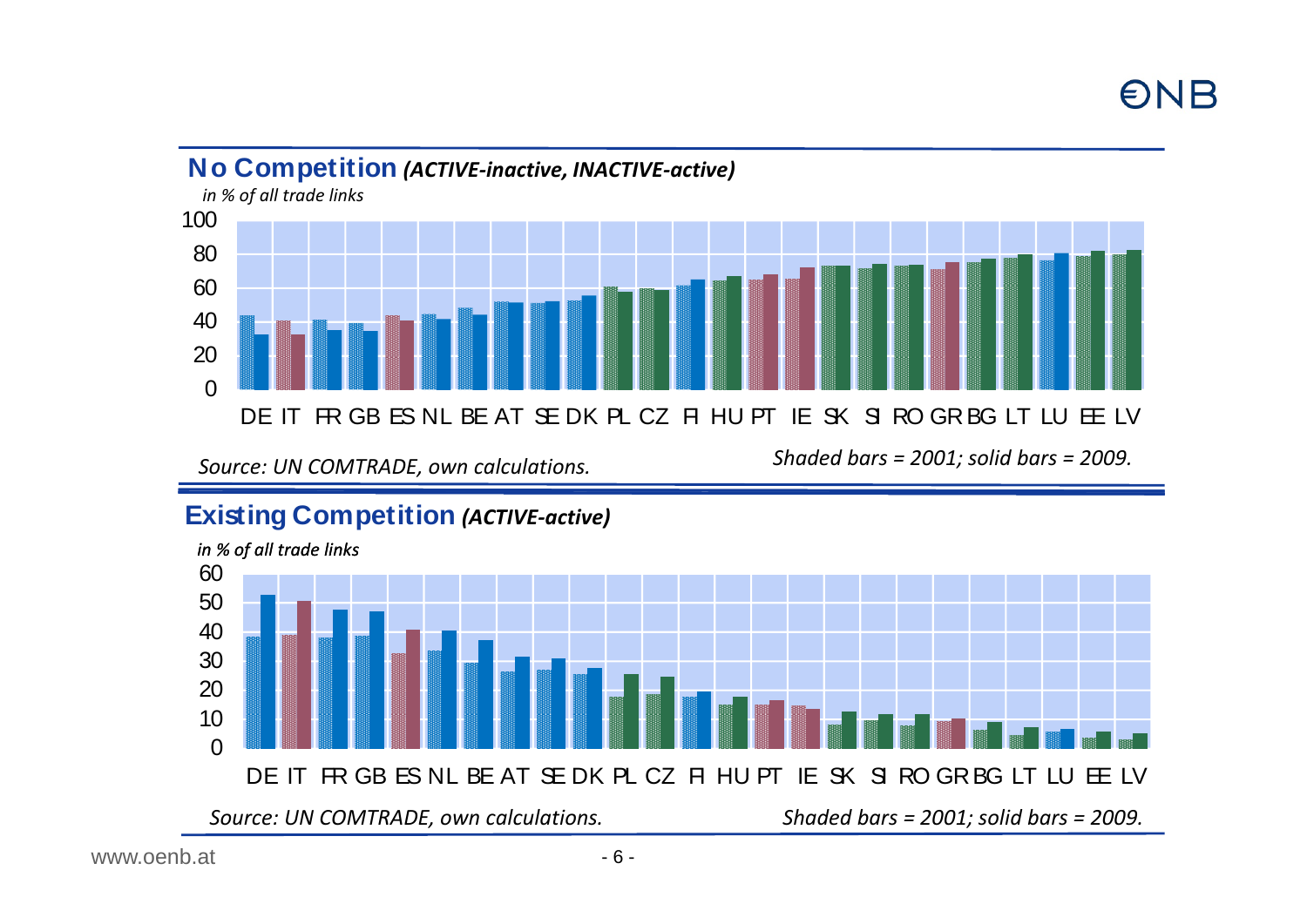## No Competition *(ACTIVE-inactive, INACTIVE-active)*

*in % of all trade links*

100
80
60
40
20
0

DE IT FR GB ES NL BE AT SE DK PL CZ FI HU PT IE SK SI RO GR BG LT LU EE LV

*Source: UN COMTRADE, own calculations.*

*Shaded bars = 2001; solid bars = 2009.*

## Existing Competition *(ACTIVE-active)*

*in % of all trade links*

60
50
40
30
20
10
0

DE IT FR GB ES NL BE AT SE DK PL CZ FI HU PT IE SK SI RO GR BG LT LU EE LV

*Source: UN COMTRADE, own calculations.*

*Shaded bars = 2001; solid bars = 2009.*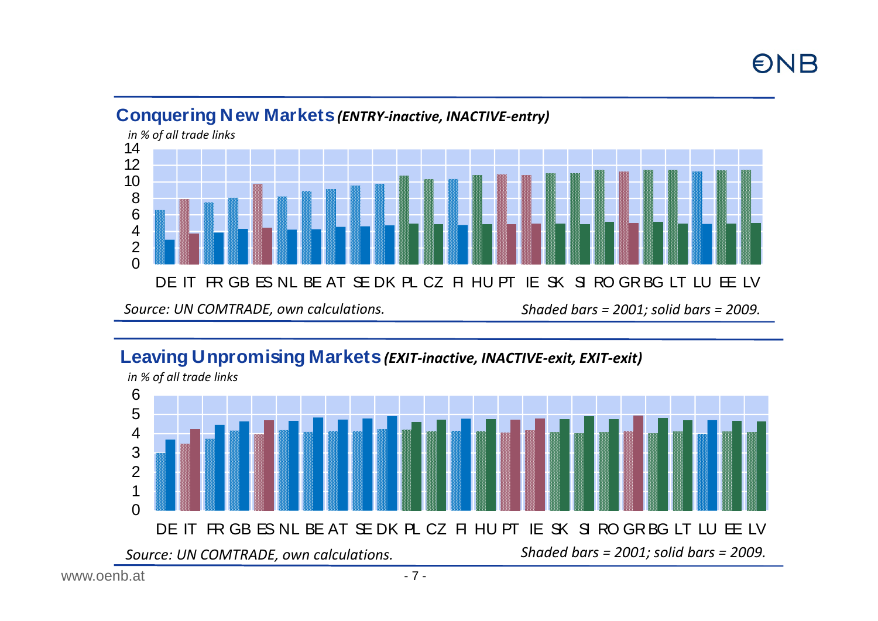## Conquering New Markets *(ENTRY-inactive, INACTIVE-entry)*

*in % of all trade links*

DE IT FR GB ES NL BE AT SE DK PL CZ FI HU PT IE SK SI RO GR BG LT LU EE LV

*Source: UN COMTRADE, own calculations.*

*Shaded bars = 2001; solid bars = 2009.*

## Leaving Unpromising Markets *(EXIT-inactive, INACTIVE-exit, EXIT-exit)*

*in % of all trade links*

DE IT FR GB ES NL BE AT SE DK PL CZ FI HU PT IE SK SI RO GR BG LT LU EE LV

*Source: UN COMTRADE, own calculations.*

*Shaded bars = 2001; solid bars = 2009.*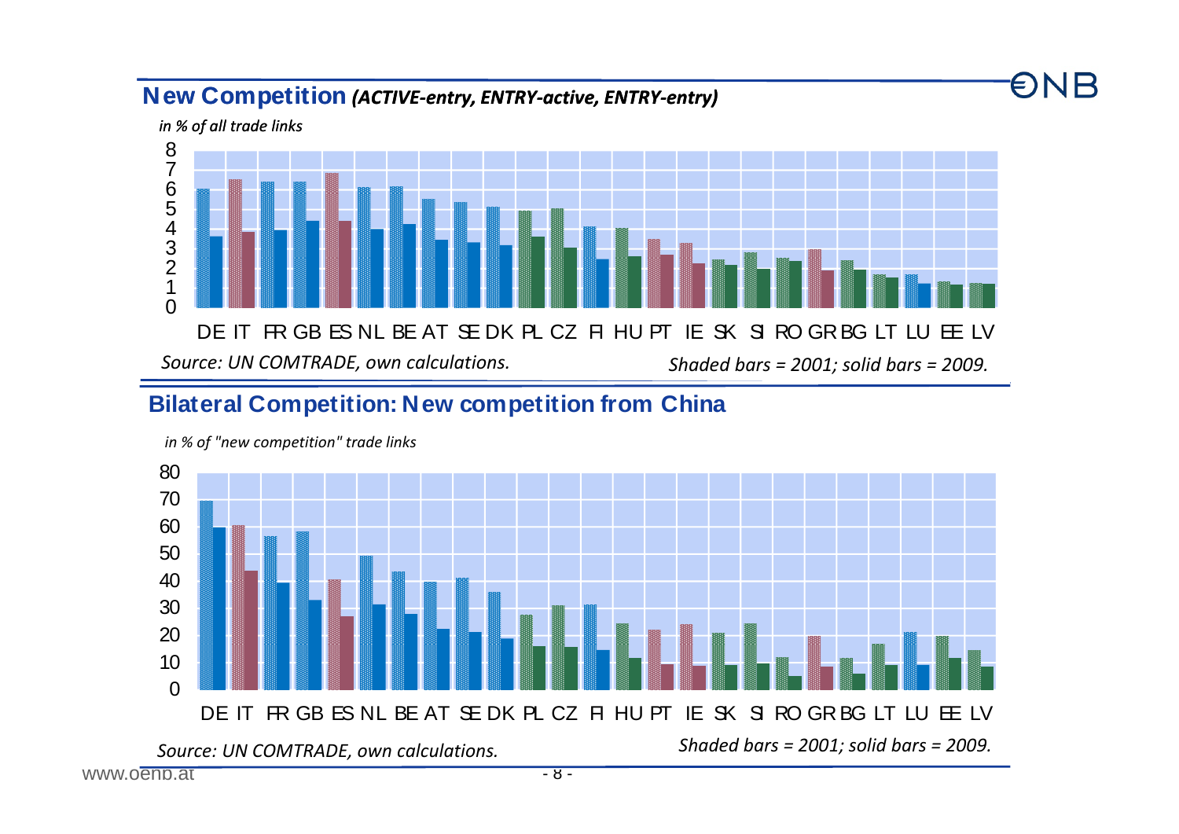## New Competition *(ACTIVE-entry, ENTRY-active, ENTRY-entry)*

*in % of all trade links*

DE IT FR GB ES NL BE AT SE DK PL CZ FI HU PT IE SK SI RO GR BG LT LU EE LV

*Source: UN COMTRADE, own calculations.*

*Shaded bars = 2001; solid bars = 2009.*

## Bilateral Competition: New competition from China

*in % of "new competition" trade links*

DE IT FR GB ES NL BE AT SE DK PL CZ FI HU PT IE SK SI RO GR BG LT LU EE LV

*Source: UN COMTRADE, own calculations.*

*Shaded bars = 2001; solid bars = 2009.*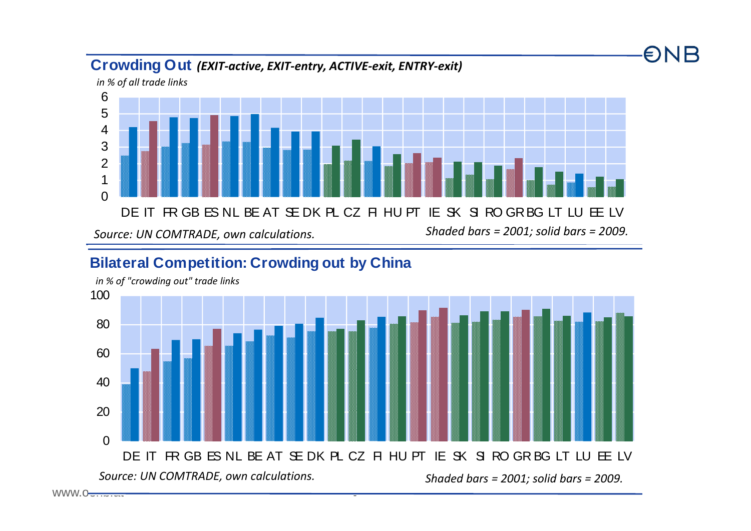## Crowding Out *(EXIT-active, EXIT-entry, ACTIVE-exit, ENTRY-exit)*

*in % of all trade links*

DE IT FR GB ES NL BE AT SE DK PL CZ FI HU PT IE SK SI RO GR BG LT LU EE LV

*Source: UN COMTRADE, own calculations.*

*Shaded bars = 2001; solid bars = 2009.*

## Bilateral Competition: Crowding out by China

*in % of "crowding out" trade links*

DE IT FR GB ES NL BE AT SE DK PL CZ FI HU PT IE SK SI RO GR BG LT LU EE LV

*Source: UN COMTRADE, own calculations.*

*Shaded bars = 2001; solid bars = 2009.*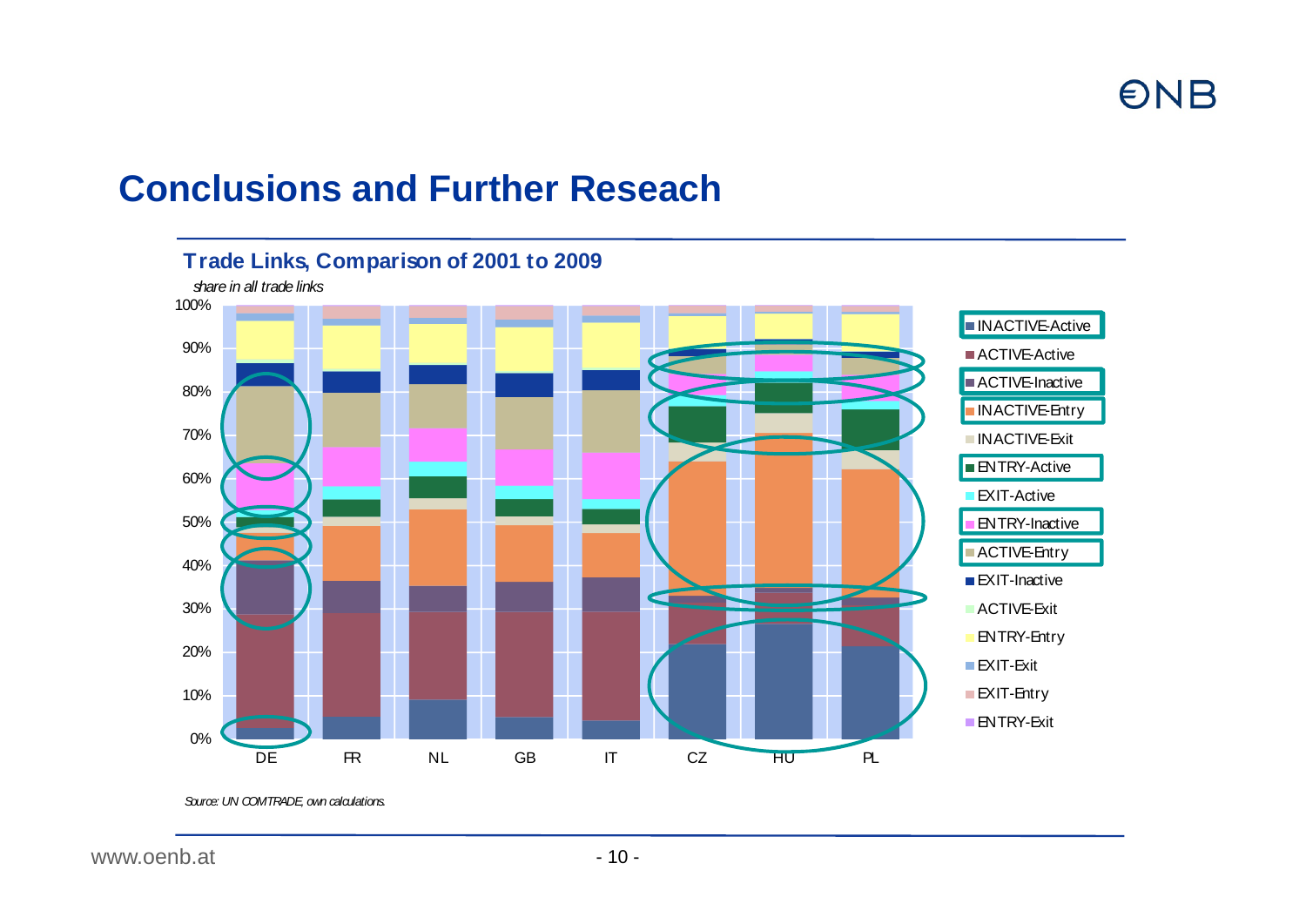## Conclusions and Further Reseach

**Trade Links, Comparison of 2001 to 2009**

*share in all trade links*

Legend: INACTIVE-Active, ACTIVE-Active, ACTIVE-Inactive, INACTIVE-Entry, INACTIVE-Exit, ENTRY-Active, EXIT-Active, ENTRY-Inactive, ACTIVE-Entry, EXIT-Inactive, ACTIVE-Exit, ENTRY-Entry, EXIT-Exit, EXIT-Entry, ENTRY-Exit

Countries: DE, FR, NL, GB, IT, CZ, HU, PL

*Source: UN COMTRADE, own calculations.*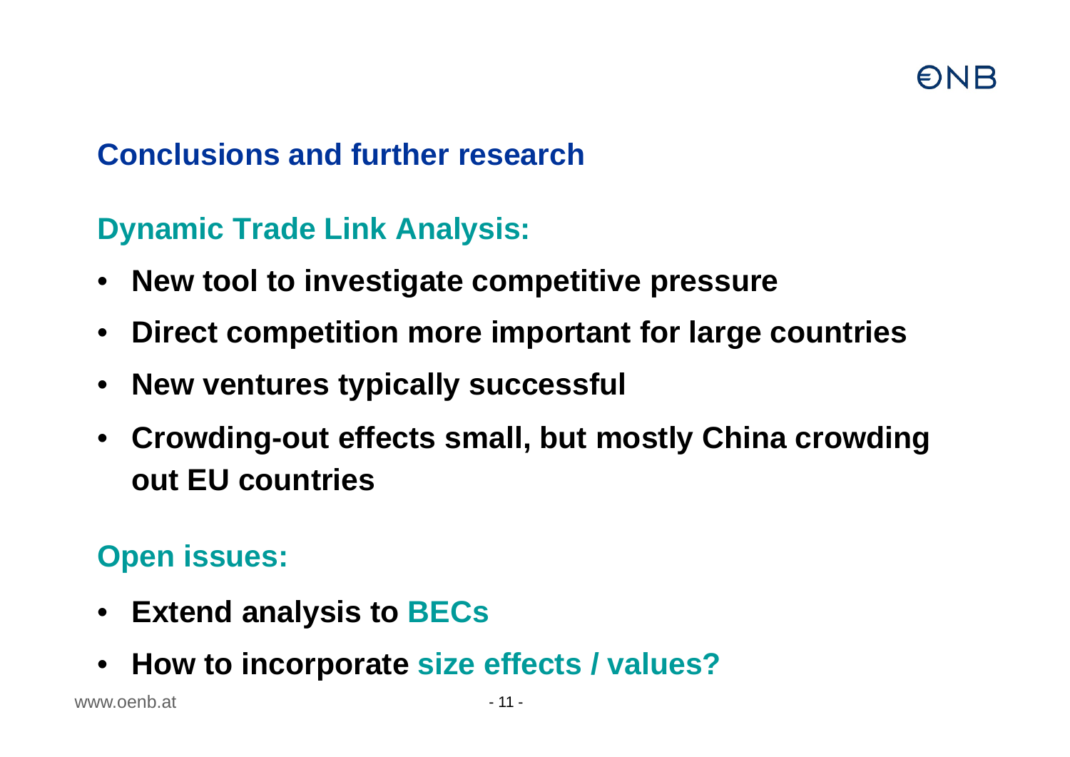## Conclusions and further research

### Dynamic Trade Link Analysis:

- **New tool to investigate competitive pressure**
- **Direct competition more important for large countries**
- **New ventures typically successful**
- **Crowding-out effects small, but mostly China crowding out EU countries**

### Open issues:

- **Extend analysis to BECs**
- **How to incorporate size effects / values?**